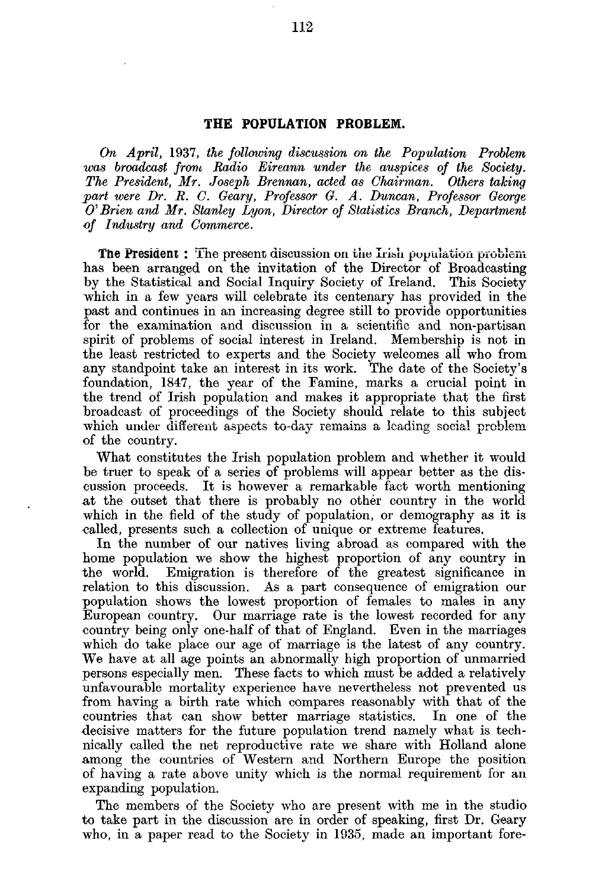# THE POPULATION PROBLEM.

*On April, 1937, the following discussion on the Population Problem was broadcast from Radio Eireann under the auspices of the Society. The President, Mr. Joseph Brennan, acted as Chairman. Others taking part were Dr. R. C. Geary, Professor G. A. Duncan, Professor George O'Brien and Mr. Stanley Lyon, Director of Statistics Branch, Department of Industry and Commerce.*

**The President :** The present discussion on the Irish population problem has been arranged on the invitation of the Director of Broadcasting by the Statistical and Social Inquiry Society of Ireland. This Society which in a few years will celebrate its centenary has provided in the past and continues in an increasing degree still to provide opportunities for the examination and discussion in a scientific and non-partisan spirit of problems of social interest in Ireland. Membership is not in the least restricted to experts and the Society welcomes all who from any standpoint take an interest in its work. The date of the Society's foundation, 1847, the year of the Famine, marks a crucial point in the trend of Irish population and makes it appropriate that the first broadcast of proceedings of the Society should relate to this subject which under different aspects to-day remains a leading social problem of the country.

What constitutes the Irish population problem and whether it would be truer to speak of a series of problems will appear better as the discussion proceeds. It is however a remarkable fact worth mentioning at the outset that there is probably no other country in the world which in the field of the study of population, or demography as it is called, presents such a collection of unique or extreme features.

In the number of our natives living abroad as compared with the home population we show the highest proportion of any country in the world. Emigration is therefore of the greatest significance in relation to this discussion. As a part consequence of emigration our population shows the lowest proportion of females to males in any European country. Our marriage rate is the lowest recorded for any country being only one-half of that of England. Even in the marriages which do take place our age of marriage is the latest of any country. We have at all age points an abnormally high proportion of unmarried persons especially men. These facts to which must be added a relatively unfavourable mortality experience have nevertheless not prevented us from having a birth rate which compares reasonably with that of the countries that can show better marriage statistics. In one of the decisive matters for the future population trend namely what is technically called the net reproductive rate we share with Holland alone among the countries of Western and Northern Europe the position of having a rate above unity which is the normal requirement for an expanding population.

The members of the Society who are present with me in the studio to take part in the discussion are in order of speaking, first Dr. Geary who, in a paper read to the Society in 1935, made an important fore-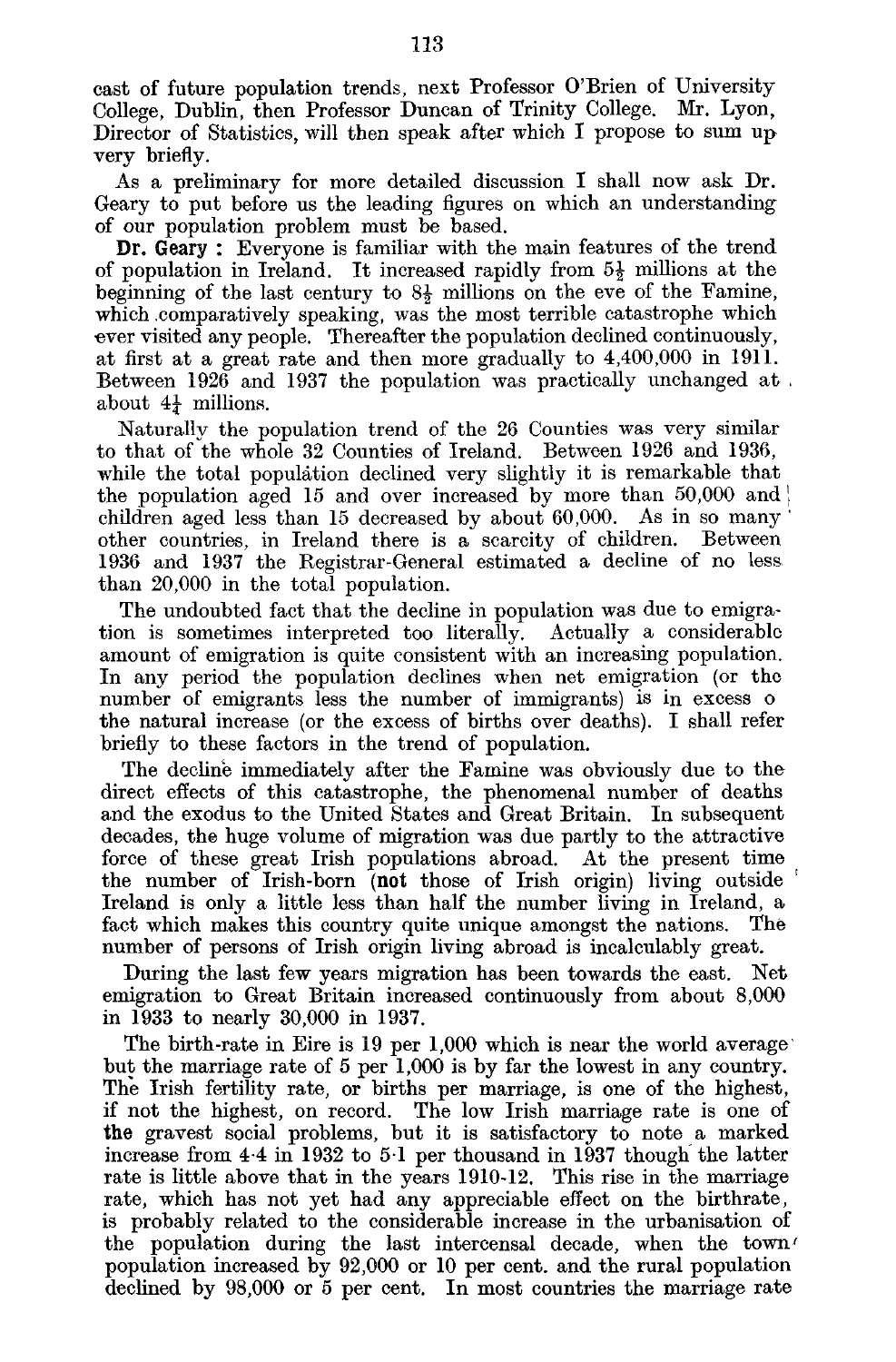cast of future population trends, next Professor O'Brien of University College, Dublin, then Professor Duncan of Trinity College. Mr. Lyon, Director of Statistics, will then speak after which I propose to sum up very briefly.

As a preliminary for more detailed discussion I shall now ask Dr. Geary to put before us the leading figures on which an understanding of our population problem must be based.

**Dr. Geary :** Everyone is familiar with the main features of the trend of population in Ireland. It increased rapidly from 5½ millions at the beginning of the last century to 8½ millions on the eve of the Famine, which comparatively speaking, was the most terrible catastrophe which ever visited any people. Thereafter the population declined continuously, at first at a great rate and then more gradually to 4,400,000 in 1911. Between 1926 and 1937 the population was practically unchanged at about 4¼ millions.

Naturally the population trend of the 26 Counties was very similar to that of the whole 32 Counties of Ireland. Between 1926 and 1936, while the total population declined very slightly it is remarkable that the population aged 15 and over increased by more than 50,000 and children aged less than 15 decreased by about 60,000. As in so many other countries, in Ireland there is a scarcity of children. Between 1936 and 1937 the Registrar-General estimated a decline of no less than 20,000 in the total population.

The undoubted fact that the decline in population was due to emigration is sometimes interpreted too literally. Actually a considerable amount of emigration is quite consistent with an increasing population. In any period the population declines when net emigration (or the number of emigrants less the number of immigrants) is in excess o the natural increase (or the excess of births over deaths). I shall refer briefly to these factors in the trend of population.

The decline immediately after the Famine was obviously due to the direct effects of this catastrophe, the phenomenal number of deaths and the exodus to the United States and Great Britain. In subsequent decades, the huge volume of migration was due partly to the attractive force of these great Irish populations abroad. At the present time the number of Irish-born (**not** those of Irish origin) living outside Ireland is only a little less than half the number living in Ireland, a fact which makes this country quite unique amongst the nations. The number of persons of Irish origin living abroad is incalculably great.

During the last few years migration has been towards the east. Net emigration to Great Britain increased continuously from about 8,000 in 1933 to nearly 30,000 in 1937.

The birth-rate in Eire is 19 per 1,000 which is near the world average but the marriage rate of 5 per 1,000 is by far the lowest in any country. The Irish fertility rate, or births per marriage, is one of the highest, if not the highest, on record. The low Irish marriage rate is one of **the** gravest social problems, but it is satisfactory to note a marked increase from 4·4 in 1932 to 5·1 per thousand in 1937 though the latter rate is little above that in the years 1910-12. This rise in the marriage rate, which has not yet had any appreciable effect on the birthrate, is probably related to the considerable increase in the urbanisation of the population during the last intercensal decade, when the town population increased by 92,000 or 10 per cent. and the rural population declined by 98,000 or 5 per cent. In most countries the marriage rate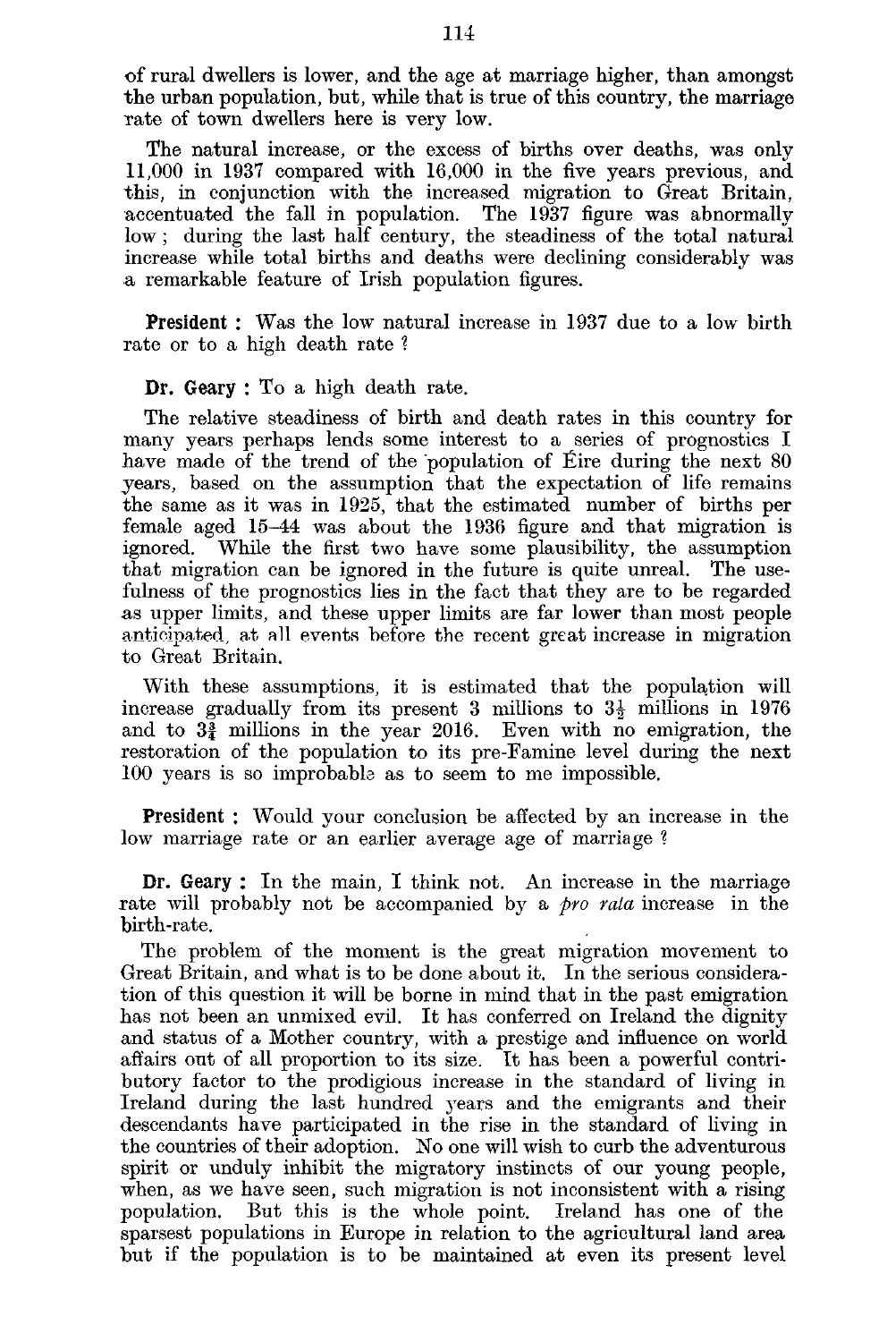of rural dwellers is lower, and the age at marriage higher, than amongst the urban population, but, while that is true of this country, the marriage rate of town dwellers here is very low.

The natural increase, or the excess of births over deaths, was only 11,000 in 1937 compared with 16,000 in the five years previous, and this, in conjunction with the increased migration to Great Britain, accentuated the fall in population. The 1937 figure was abnormally low; during the last half century, the steadiness of the total natural increase while total births and deaths were declining considerably was a remarkable feature of Irish population figures.

**President :** Was the low natural increase in 1937 due to a low birth rate or to a high death rate ?

**Dr. Geary :** To a high death rate.

The relative steadiness of birth and death rates in this country for many years perhaps lends some interest to a series of prognostics I have made of the trend of the population of Éire during the next 80 years, based on the assumption that the expectation of life remains the same as it was in 1925, that the estimated number of births per female aged 15–44 was about the 1936 figure and that migration is ignored. While the first two have some plausibility, the assumption that migration can be ignored in the future is quite unreal. The usefulness of the prognostics lies in the fact that they are to be regarded as upper limits, and these upper limits are far lower than most people anticipated, at all events before the recent great increase in migration to Great Britain.

With these assumptions, it is estimated that the population will increase gradually from its present 3 millions to $3\frac{1}{2}$ millions in 1976 and to $3\frac{3}{4}$ millions in the year 2016. Even with no emigration, the restoration of the population to its pre-Famine level during the next 100 years is so improbable as to seem to me impossible.

**President :** Would your conclusion be affected by an increase in the low marriage rate or an earlier average age of marriage ?

**Dr. Geary :** In the main, I think not. An increase in the marriage rate will probably not be accompanied by a *pro rata* increase in the birth-rate.

The problem of the moment is the great migration movement to Great Britain, and what is to be done about it. In the serious consideration of this question it will be borne in mind that in the past emigration has not been an unmixed evil. It has conferred on Ireland the dignity and status of a Mother country, with a prestige and influence on world affairs out of all proportion to its size. It has been a powerful contributory factor to the prodigious increase in the standard of living in Ireland during the last hundred years and the emigrants and their descendants have participated in the rise in the standard of living in the countries of their adoption. No one will wish to curb the adventurous spirit or unduly inhibit the migratory instincts of our young people, when, as we have seen, such migration is not inconsistent with a rising population. But this is the whole point. Ireland has one of the sparsest populations in Europe in relation to the agricultural land area but if the population is to be maintained at even its present level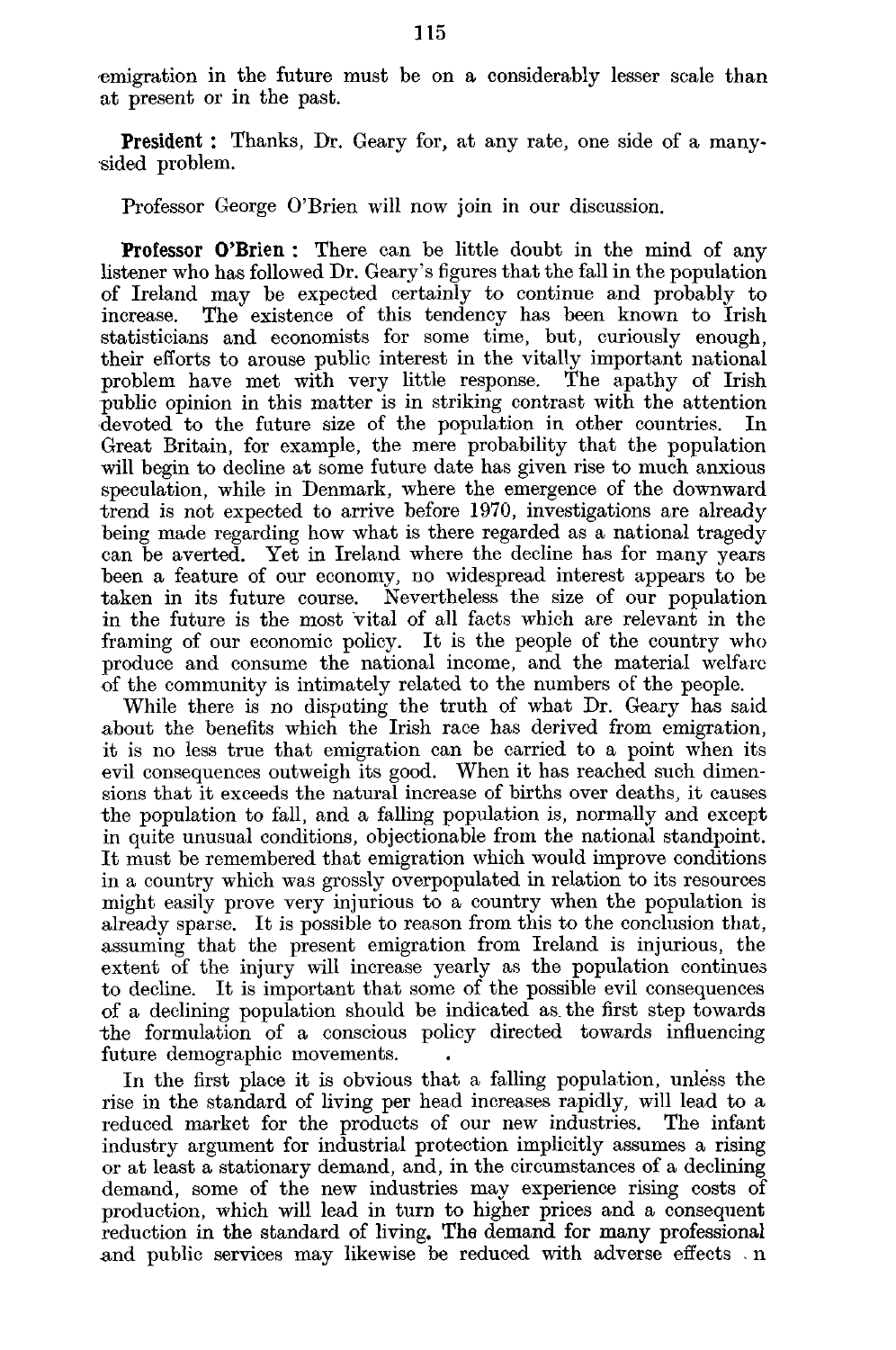emigration in the future must be on a considerably lesser scale than at present or in the past.

**President :** Thanks, Dr. Geary for, at any rate, one side of a many-sided problem.

Professor George O'Brien will now join in our discussion.

**Professor O'Brien :** There can be little doubt in the mind of any listener who has followed Dr. Geary's figures that the fall in the population of Ireland may be expected certainly to continue and probably to increase. The existence of this tendency has been known to Irish statisticians and economists for some time, but, curiously enough, their efforts to arouse public interest in the vitally important national problem have met with very little response. The apathy of Irish public opinion in this matter is in striking contrast with the attention devoted to the future size of the population in other countries. In Great Britain, for example, the mere probability that the population will begin to decline at some future date has given rise to much anxious speculation, while in Denmark, where the emergence of the downward trend is not expected to arrive before 1970, investigations are already being made regarding how what is there regarded as a national tragedy can be averted. Yet in Ireland where the decline has for many years been a feature of our economy, no widespread interest appears to be taken in its future course. Nevertheless the size of our population in the future is the most vital of all facts which are relevant in the framing of our economic policy. It is the people of the country who produce and consume the national income, and the material welfare of the community is intimately related to the numbers of the people.

While there is no disputing the truth of what Dr. Geary has said about the benefits which the Irish race has derived from emigration, it is no less true that emigration can be carried to a point when its evil consequences outweigh its good. When it has reached such dimensions that it exceeds the natural increase of births over deaths, it causes the population to fall, and a falling population is, normally and except in quite unusual conditions, objectionable from the national standpoint. It must be remembered that emigration which would improve conditions in a country which was grossly overpopulated in relation to its resources might easily prove very injurious to a country when the population is already sparse. It is possible to reason from this to the conclusion that, assuming that the present emigration from Ireland is injurious, the extent of the injury will increase yearly as the population continues to decline. It is important that some of the possible evil consequences of a declining population should be indicated as the first step towards the formulation of a conscious policy directed towards influencing future demographic movements.

In the first place it is obvious that a falling population, unless the rise in the standard of living per head increases rapidly, will lead to a reduced market for the products of our new industries. The infant industry argument for industrial protection implicitly assumes a rising or at least a stationary demand, and, in the circumstances of a declining demand, some of the new industries may experience rising costs of production, which will lead in turn to higher prices and a consequent reduction in the standard of living. The demand for many professional and public services may likewise be reduced with adverse effects on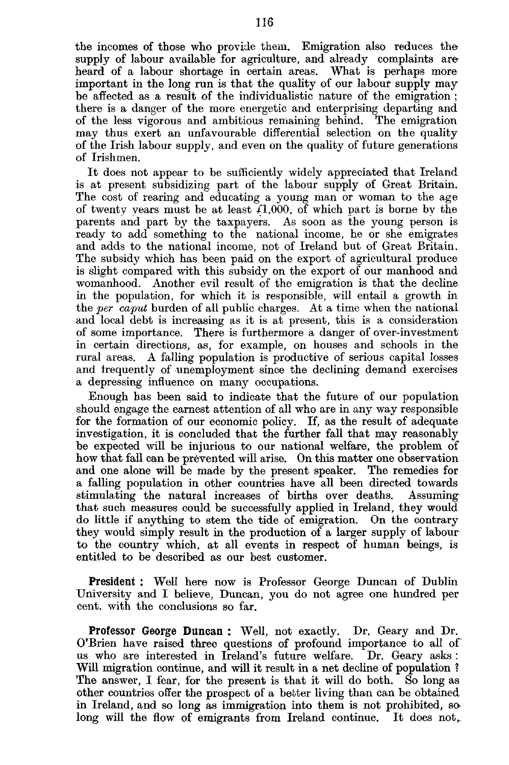the incomes of those who provide them. Emigration also reduces the supply of labour available for agriculture, and already complaints are heard of a labour shortage in certain areas. What is perhaps more important in the long run is that the quality of our labour supply may be affected as a result of the individualistic nature of the emigration; there is a danger of the more energetic and enterprising departing and of the less vigorous and ambitious remaining behind. The emigration may thus exert an unfavourable differential selection on the quality of the Irish labour supply, and even on the quality of future generations of Irishmen.

It does not appear to be sufficiently widely appreciated that Ireland is at present subsidizing part of the labour supply of Great Britain. The cost of rearing and educating a young man or woman to the age of twenty years must be at least £1,000, of which part is borne by the parents and part by the taxpayers. As soon as the young person is ready to add something to the national income, he or she emigrates and adds to the national income, not of Ireland but of Great Britain. The subsidy which has been paid on the export of agricultural produce is slight compared with this subsidy on the export of our manhood and womanhood. Another evil result of the emigration is that the decline in the population, for which it is responsible, will entail a growth in the *per caput* burden of all public charges. At a time when the national and local debt is increasing as it is at present, this is a consideration of some importance. There is furthermore a danger of over-investment in certain directions, as, for example, on houses and schools in the rural areas. A falling population is productive of serious capital losses and frequently of unemployment since the declining demand exercises a depressing influence on many occupations.

Enough has been said to indicate that the future of our population should engage the earnest attention of all who are in any way responsible for the formation of our economic policy. If, as the result of adequate investigation, it is concluded that the further fall that may reasonably be expected will be injurious to our national welfare, the problem of how that fall can be prevented will arise. On this matter one observation and one alone will be made by the present speaker. The remedies for a falling population in other countries have all been directed towards stimulating the natural increases of births over deaths. Assuming that such measures could be successfully applied in Ireland, they would do little if anything to stem the tide of emigration. On the contrary they would simply result in the production of a larger supply of labour to the country which, at all events in respect of human beings, is entitled to be described as our best customer.

**President :** Well here now is Professor George Duncan of Dublin University and I believe, Duncan, you do not agree one hundred per cent. with the conclusions so far.

**Professor George Duncan :** Well, not exactly. Dr. Geary and Dr. O'Brien have raised three questions of profound importance to all of us who are interested in Ireland's future welfare. Dr. Geary asks: Will migration continue, and will it result in a net decline of population? The answer, I fear, for the present is that it will do both. So long as other countries offer the prospect of a better living than can be obtained in Ireland, and so long as immigration into them is not prohibited, so long will the flow of emigrants from Ireland continue. It does not,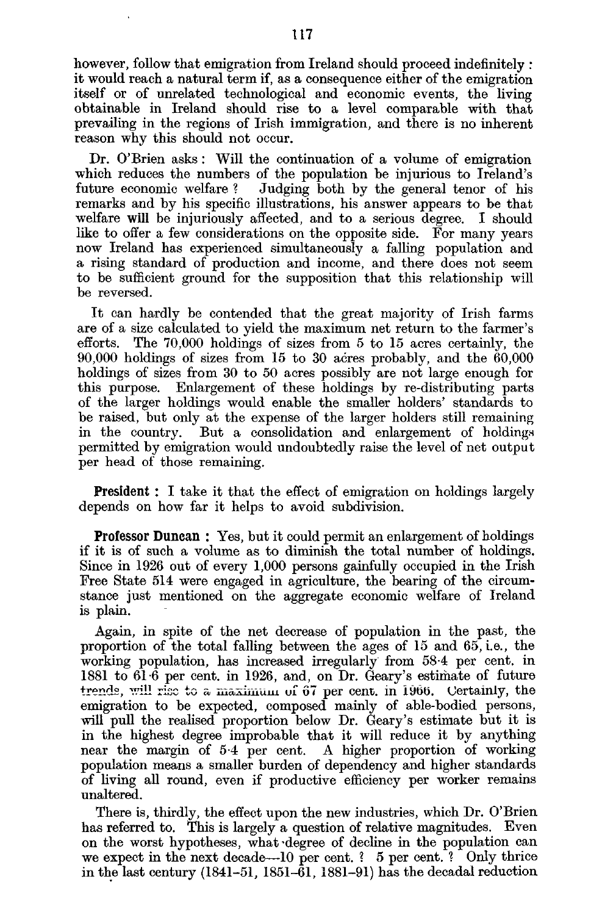however, follow that emigration from Ireland should proceed indefinitely: it would reach a natural term if, as a consequence either of the emigration itself or of unrelated technological and economic events, the living obtainable in Ireland should rise to a level comparable with that prevailing in the regions of Irish immigration, and there is no inherent reason why this should not occur.

Dr. O'Brien asks: Will the continuation of a volume of emigration which reduces the numbers of the population be injurious to Ireland's future economic welfare? Judging both by the general tenor of his remarks and by his specific illustrations, his answer appears to be that welfare will be injuriously affected, and to a serious degree. I should like to offer a few considerations on the opposite side. For many years now Ireland has experienced simultaneously a falling population and a rising standard of production and income, and there does not seem to be sufficient ground for the supposition that this relationship will be reversed.

It can hardly be contended that the great majority of Irish farms are of a size calculated to yield the maximum net return to the farmer's efforts. The 70,000 holdings of sizes from 5 to 15 acres certainly, the 90,000 holdings of sizes from 15 to 30 acres probably, and the 60,000 holdings of sizes from 30 to 50 acres possibly are not large enough for this purpose. Enlargement of these holdings by re-distributing parts of the larger holdings would enable the smaller holders' standards to be raised, but only at the expense of the larger holders still remaining in the country. But a consolidation and enlargement of holdings permitted by emigration would undoubtedly raise the level of net output per head of those remaining.

**President**: I take it that the effect of emigration on holdings largely depends on how far it helps to avoid subdivision.

**Professor Duncan**: Yes, but it could permit an enlargement of holdings if it is of such a volume as to diminish the total number of holdings. Since in 1926 out of every 1,000 persons gainfully occupied in the Irish Free State 514 were engaged in agriculture, the bearing of the circumstance just mentioned on the aggregate economic welfare of Ireland is plain.

Again, in spite of the net decrease of population in the past, the proportion of the total falling between the ages of 15 and 65, i.e., the working population, has increased irregularly from 58·4 per cent. in 1881 to 61·6 per cent. in 1926, and, on Dr. Geary's estimate of future trends, will rise to a maximum of 67 per cent. in 1966. Certainly, the emigration to be expected, composed mainly of able-bodied persons, will pull the realised proportion below Dr. Geary's estimate but it is in the highest degree improbable that it will reduce it by anything near the margin of 5·4 per cent. A higher proportion of working population means a smaller burden of dependency and higher standards of living all round, even if productive efficiency per worker remains unaltered.

There is, thirdly, the effect upon the new industries, which Dr. O'Brien has referred to. This is largely a question of relative magnitudes. Even on the worst hypotheses, what degree of decline in the population can we expect in the next decade—10 per cent.? 5 per cent.? Only thrice in the last century (1841–51, 1851–61, 1881–91) has the decadal reduction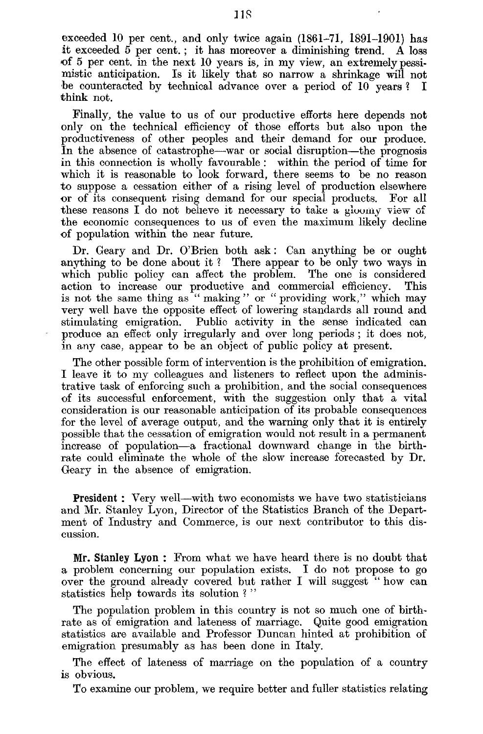exceeded 10 per cent., and only twice again (1861–71, 1891–1901) has it exceeded 5 per cent.; it has moreover a diminishing trend. A loss of 5 per cent. in the next 10 years is, in my view, an extremely pessimistic anticipation. Is it likely that so narrow a shrinkage will not be counteracted by technical advance over a period of 10 years? I think not.

Finally, the value to us of our productive efforts here depends not only on the technical efficiency of those efforts but also upon the productiveness of other peoples and their demand for our produce. In the absence of catastrophe—war or social disruption—the prognosis in this connection is wholly favourable: within the period of time for which it is reasonable to look forward, there seems to be no reason to suppose a cessation either of a rising level of production elsewhere or of its consequent rising demand for our special products. For all these reasons I do not believe it necessary to take a gloomy view of the economic consequences to us of even the maximum likely decline of population within the near future.

Dr. Geary and Dr. O'Brien both ask: Can anything be or ought anything to be done about it? There appear to be only two ways in which public policy can affect the problem. The one is considered action to increase our productive and commercial efficiency. This is not the same thing as "making" or "providing work," which may very well have the opposite effect of lowering standards all round and stimulating emigration. Public activity in the sense indicated can produce an effect only irregularly and over long periods; it does not, in any case, appear to be an object of public policy at present.

The other possible form of intervention is the prohibition of emigration. I leave it to my colleagues and listeners to reflect upon the administrative task of enforcing such a prohibition, and the social consequences of its successful enforcement, with the suggestion only that a vital consideration is our reasonable anticipation of its probable consequences for the level of average output, and the warning only that it is entirely possible that the cessation of emigration would not result in a permanent increase of population—a fractional downward change in the birth-rate could eliminate the whole of the slow increase forecasted by Dr. Geary in the absence of emigration.

**President:** Very well—with two economists we have two statisticians and Mr. Stanley Lyon, Director of the Statistics Branch of the Department of Industry and Commerce, is our next contributor to this discussion.

**Mr. Stanley Lyon:** From what we have heard there is no doubt that a problem concerning our population exists. I do not propose to go over the ground already covered but rather I will suggest "how can statistics help towards its solution?"

The population problem in this country is not so much one of birth-rate as of emigration and lateness of marriage. Quite good emigration statistics are available and Professor Duncan hinted at prohibition of emigration presumably as has been done in Italy.

The effect of lateness of marriage on the population of a country is obvious.

To examine our problem, we require better and fuller statistics relating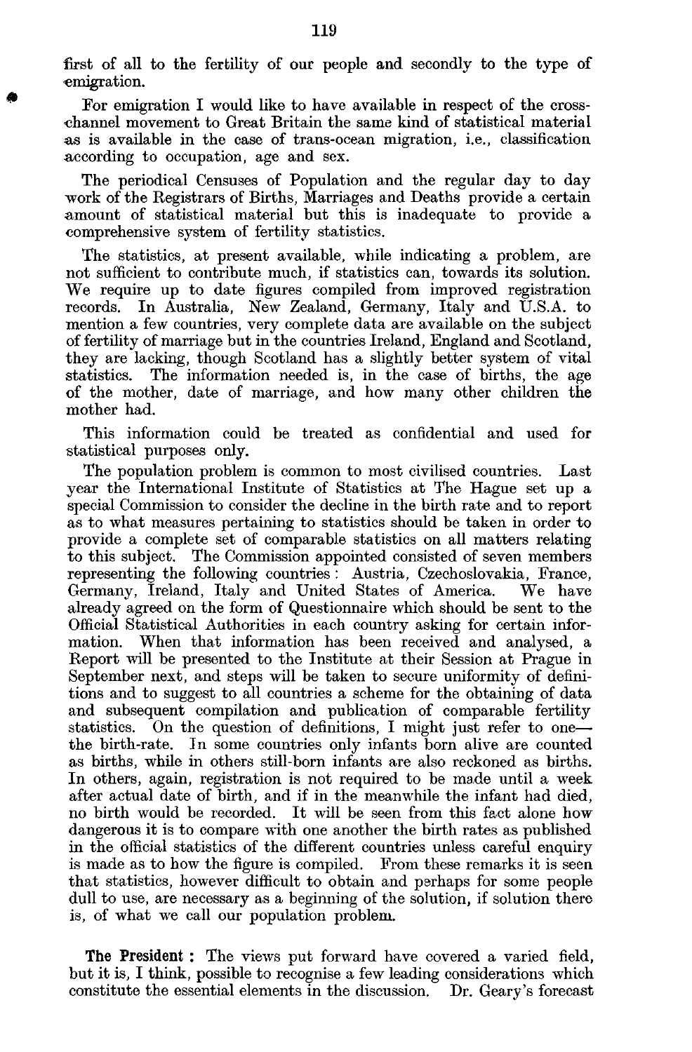first of all to the fertility of our people and secondly to the type of emigration.

For emigration I would like to have available in respect of the cross-channel movement to Great Britain the same kind of statistical material as is available in the case of trans-ocean migration, i.e., classification according to occupation, age and sex.

The periodical Censuses of Population and the regular day to day work of the Registrars of Births, Marriages and Deaths provide a certain amount of statistical material but this is inadequate to provide a comprehensive system of fertility statistics.

The statistics, at present available, while indicating a problem, are not sufficient to contribute much, if statistics can, towards its solution. We require up to date figures compiled from improved registration records. In Australia, New Zealand, Germany, Italy and U.S.A. to mention a few countries, very complete data are available on the subject of fertility of marriage but in the countries Ireland, England and Scotland, they are lacking, though Scotland has a slightly better system of vital statistics. The information needed is, in the case of births, the age of the mother, date of marriage, and how many other children the mother had.

This information could be treated as confidential and used for statistical purposes only.

The population problem is common to most civilised countries. Last year the International Institute of Statistics at The Hague set up a special Commission to consider the decline in the birth rate and to report as to what measures pertaining to statistics should be taken in order to provide a complete set of comparable statistics on all matters relating to this subject. The Commission appointed consisted of seven members representing the following countries: Austria, Czechoslovakia, France, Germany, Ireland, Italy and United States of America. We have already agreed on the form of Questionnaire which should be sent to the Official Statistical Authorities in each country asking for certain information. When that information has been received and analysed, a Report will be presented to the Institute at their Session at Prague in September next, and steps will be taken to secure uniformity of definitions and to suggest to all countries a scheme for the obtaining of data and subsequent compilation and publication of comparable fertility statistics. On the question of definitions, I might just refer to one—the birth-rate. In some countries only infants born alive are counted as births, while in others still-born infants are also reckoned as births. In others, again, registration is not required to be made until a week after actual date of birth, and if in the meanwhile the infant had died, no birth would be recorded. It will be seen from this fact alone how dangerous it is to compare with one another the birth rates as published in the official statistics of the different countries unless careful enquiry is made as to how the figure is compiled. From these remarks it is seen that statistics, however difficult to obtain and perhaps for some people dull to use, are necessary as a beginning of the solution, if solution there is, of what we call our population problem.

**The President:** The views put forward have covered a varied field, but it is, I think, possible to recognise a few leading considerations which constitute the essential elements in the discussion. Dr. Geary's forecast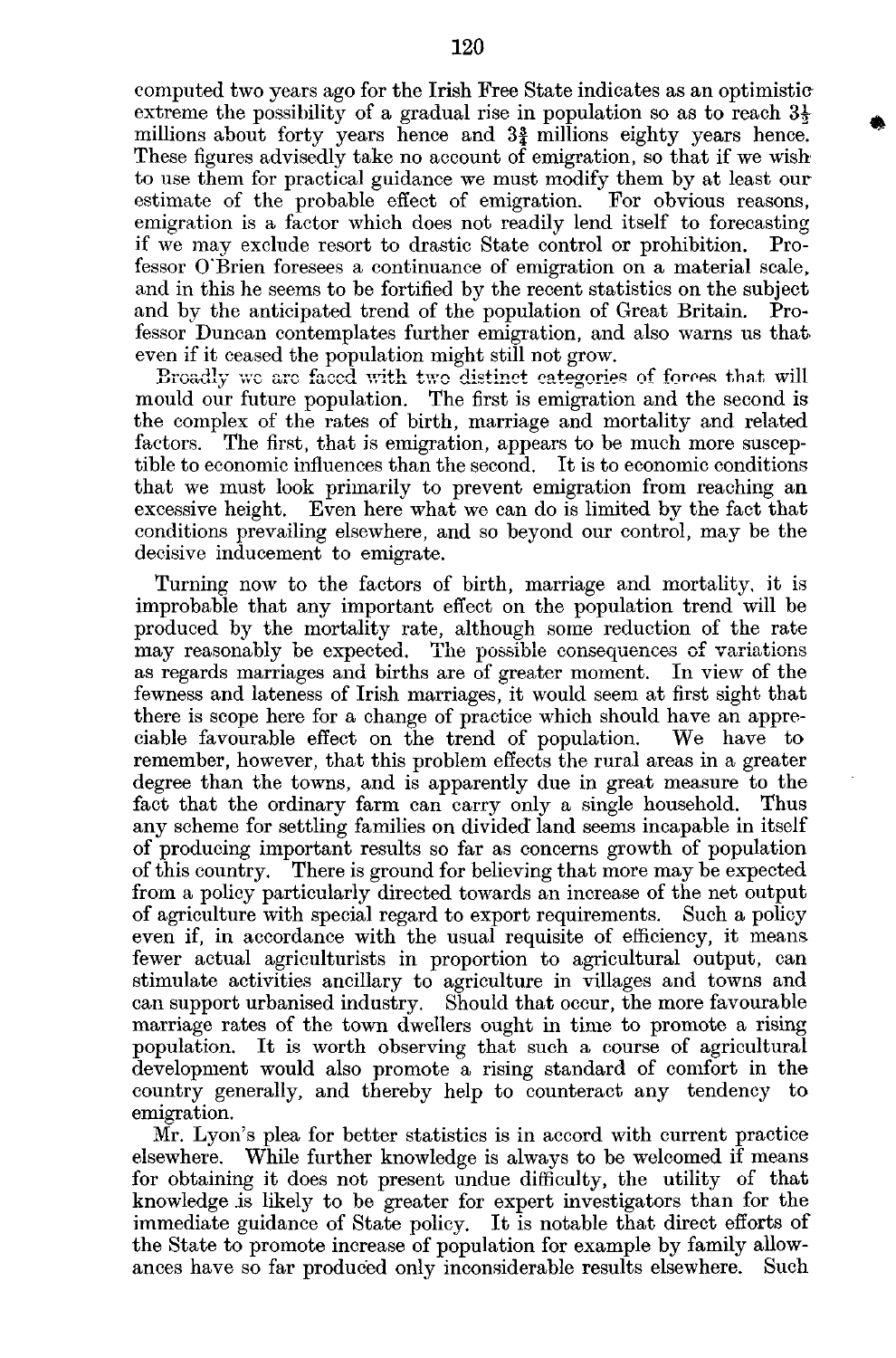computed two years ago for the Irish Free State indicates as an optimistic extreme the possibility of a gradual rise in population so as to reach $3\frac{1}{2}$ millions about forty years hence and $3\frac{3}{4}$ millions eighty years hence. These figures advisedly take no account of emigration, so that if we wish to use them for practical guidance we must modify them by at least our estimate of the probable effect of emigration. For obvious reasons, emigration is a factor which does not readily lend itself to forecasting if we may exclude resort to drastic State control or prohibition. Professor O'Brien foresees a continuance of emigration on a material scale, and in this he seems to be fortified by the recent statistics on the subject and by the anticipated trend of the population of Great Britain. Professor Duncan contemplates further emigration, and also warns us that even if it ceased the population might still not grow.

Broadly we are faced with two distinct categories of forces that will mould our future population. The first is emigration and the second is the complex of the rates of birth, marriage and mortality and related factors. The first, that is emigration, appears to be much more susceptible to economic influences than the second. It is to economic conditions that we must look primarily to prevent emigration from reaching an excessive height. Even here what we can do is limited by the fact that conditions prevailing elsewhere, and so beyond our control, may be the decisive inducement to emigrate.

Turning now to the factors of birth, marriage and mortality, it is improbable that any important effect on the population trend will be produced by the mortality rate, although some reduction of the rate may reasonably be expected. The possible consequences of variations as regards marriages and births are of greater moment. In view of the fewness and lateness of Irish marriages, it would seem at first sight that there is scope here for a change of practice which should have an appreciable favourable effect on the trend of population. We have to remember, however, that this problem effects the rural areas in a greater degree than the towns, and is apparently due in great measure to the fact that the ordinary farm can carry only a single household. Thus any scheme for settling families on divided land seems incapable in itself of producing important results so far as concerns growth of population of this country. There is ground for believing that more may be expected from a policy particularly directed towards an increase of the net output of agriculture with special regard to export requirements. Such a policy even if, in accordance with the usual requisite of efficiency, it means fewer actual agriculturists in proportion to agricultural output, can stimulate activities ancillary to agriculture in villages and towns and can support urbanised industry. Should that occur, the more favourable marriage rates of the town dwellers ought in time to promote a rising population. It is worth observing that such a course of agricultural development would also promote a rising standard of comfort in the country generally, and thereby help to counteract any tendency to emigration.

Mr. Lyon's plea for better statistics is in accord with current practice elsewhere. While further knowledge is always to be welcomed if means for obtaining it does not present undue difficulty, the utility of that knowledge is likely to be greater for expert investigators than for the immediate guidance of State policy. It is notable that direct efforts of the State to promote increase of population for example by family allowances have so far produced only inconsiderable results elsewhere. Such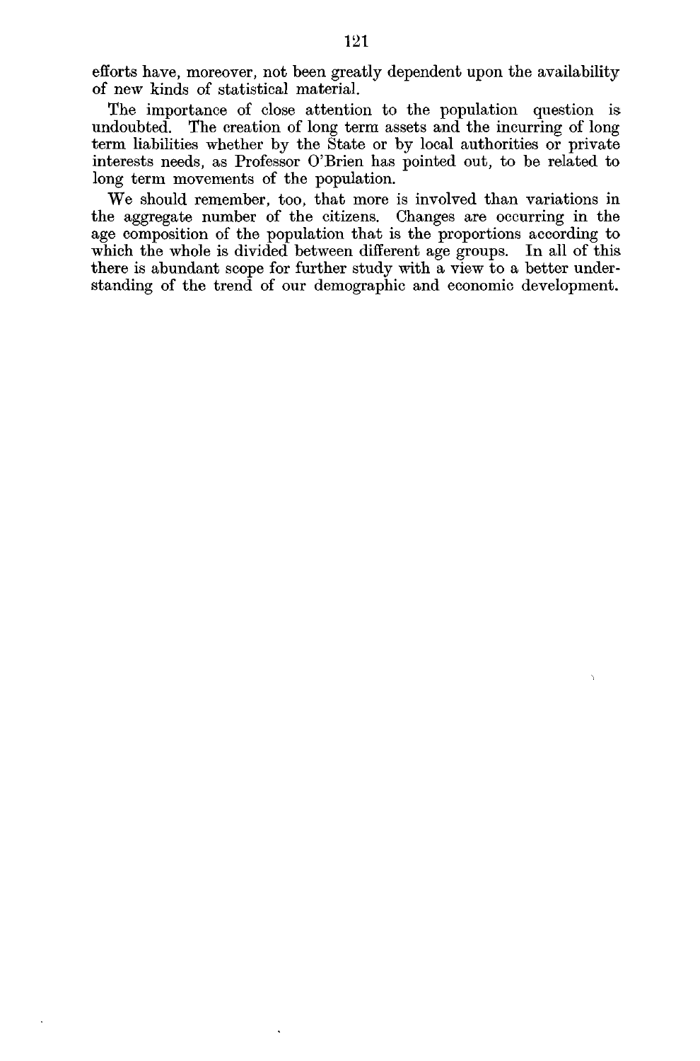efforts have, moreover, not been greatly dependent upon the availability of new kinds of statistical material.

The importance of close attention to the population question is undoubted. The creation of long term assets and the incurring of long term liabilities whether by the State or by local authorities or private interests needs, as Professor O'Brien has pointed out, to be related to long term movements of the population.

We should remember, too, that more is involved than variations in the aggregate number of the citizens. Changes are occurring in the age composition of the population that is the proportions according to which the whole is divided between different age groups. In all of this there is abundant scope for further study with a view to a better understanding of the trend of our demographic and economic development.